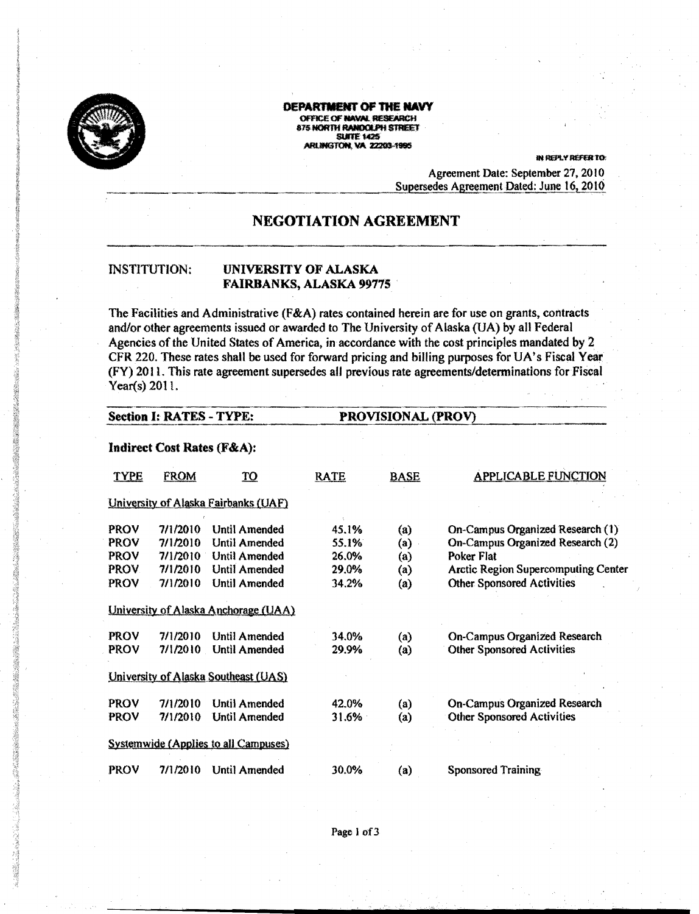**DEPARTMENT OF THE NAVY**
OFFICE OF NAVAL RESEARCH
875 NORTH RANDOLPH STREET
SUITE 1425
ARLINGTON, VA 22203-1995

IN REPLY REFER TO:

Agreement Date: September 27, 2010
Supersedes Agreement Dated: June 16, 2010

# NEGOTIATION AGREEMENT

INSTITUTION: **UNIVERSITY OF ALASKA**
**FAIRBANKS, ALASKA 99775**

The Facilities and Administrative (F&A) rates contained herein are for use on grants, contracts and/or other agreements issued or awarded to The University of Alaska (UA) by all Federal Agencies of the United States of America, in accordance with the cost principles mandated by 2 CFR 220. These rates shall be used for forward pricing and billing purposes for UA's Fiscal Year (FY) 2011. This rate agreement supersedes all previous rate agreements/determinations for Fiscal Year(s) 2011.

**Section I: RATES - TYPE: PROVISIONAL (PROV)**

**Indirect Cost Rates (F&A):**

| TYPE | FROM | TO | RATE | BASE | APPLICABLE FUNCTION |
|---|---|---|---|---|---|
| University of Alaska Fairbanks (UAF) | | | | | |
| PROV | 7/1/2010 | Until Amended | 45.1% | (a) | On-Campus Organized Research (1) |
| PROV | 7/1/2010 | Until Amended | 55.1% | (a) | On-Campus Organized Research (2) |
| PROV | 7/1/2010 | Until Amended | 26.0% | (a) | Poker Flat |
| PROV | 7/1/2010 | Until Amended | 29.0% | (a) | Arctic Region Supercomputing Center |
| PROV | 7/1/2010 | Until Amended | 34.2% | (a) | Other Sponsored Activities |
| University of Alaska Anchorage (UAA) | | | | | |
| PROV | 7/1/2010 | Until Amended | 34.0% | (a) | On-Campus Organized Research |
| PROV | 7/1/2010 | Until Amended | 29.9% | (a) | Other Sponsored Activities |
| University of Alaska Southeast (UAS) | | | | | |
| PROV | 7/1/2010 | Until Amended | 42.0% | (a) | On-Campus Organized Research |
| PROV | 7/1/2010 | Until Amended | 31.6% | (a) | Other Sponsored Activities |
| Systemwide (Applies to all Campuses) | | | | | |
| PROV | 7/1/2010 | Until Amended | 30.0% | (a) | Sponsored Training |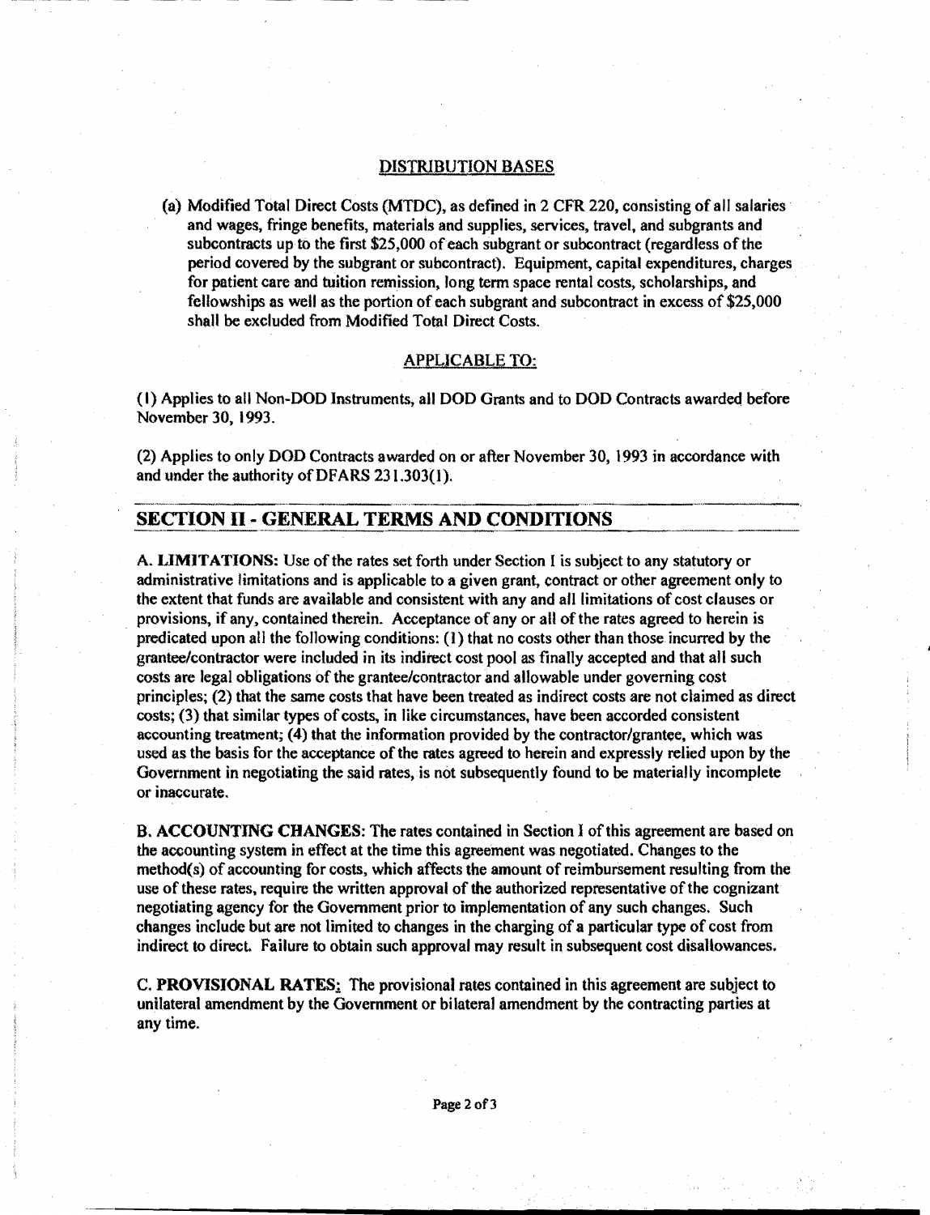## DISTRIBUTION BASES

(a) Modified Total Direct Costs (MTDC), as defined in 2 CFR 220, consisting of all salaries and wages, fringe benefits, materials and supplies, services, travel, and subgrants and subcontracts up to the first $25,000 of each subgrant or subcontract (regardless of the period covered by the subgrant or subcontract). Equipment, capital expenditures, charges for patient care and tuition remission, long term space rental costs, scholarships, and fellowships as well as the portion of each subgrant and subcontract in excess of $25,000 shall be excluded from Modified Total Direct Costs.

## APPLICABLE TO:

(1) Applies to all Non-DOD Instruments, all DOD Grants and to DOD Contracts awarded before November 30, 1993.

(2) Applies to only DOD Contracts awarded on or after November 30, 1993 in accordance with and under the authority of DFARS 231.303(1).

## SECTION II - GENERAL TERMS AND CONDITIONS

A. **LIMITATIONS:** Use of the rates set forth under Section I is subject to any statutory or administrative limitations and is applicable to a given grant, contract or other agreement only to the extent that funds are available and consistent with any and all limitations of cost clauses or provisions, if any, contained therein. Acceptance of any or all of the rates agreed to herein is predicated upon all the following conditions: (1) that no costs other than those incurred by the grantee/contractor were included in its indirect cost pool as finally accepted and that all such costs are legal obligations of the grantee/contractor and allowable under governing cost principles; (2) that the same costs that have been treated as indirect costs are not claimed as direct costs; (3) that similar types of costs, in like circumstances, have been accorded consistent accounting treatment; (4) that the information provided by the contractor/grantee, which was used as the basis for the acceptance of the rates agreed to herein and expressly relied upon by the Government in negotiating the said rates, is not subsequently found to be materially incomplete or inaccurate.

B. **ACCOUNTING CHANGES**: The rates contained in Section I of this agreement are based on the accounting system in effect at the time this agreement was negotiated. Changes to the method(s) of accounting for costs, which affects the amount of reimbursement resulting from the use of these rates, require the written approval of the authorized representative of the cognizant negotiating agency for the Government prior to implementation of any such changes. Such changes include but are not limited to changes in the charging of a particular type of cost from indirect to direct. Failure to obtain such approval may result in subsequent cost disallowances.

C. **PROVISIONAL RATES:** The provisional rates contained in this agreement are subject to unilateral amendment by the Government or bilateral amendment by the contracting parties at any time.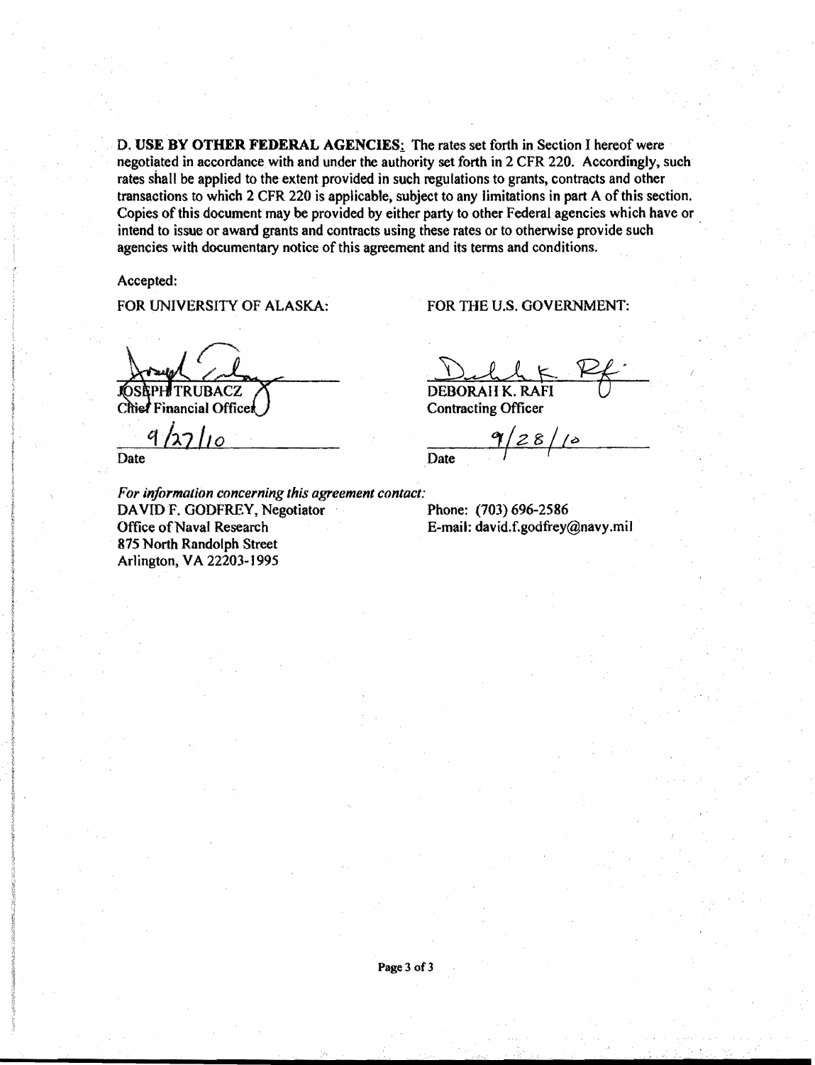**D. USE BY OTHER FEDERAL AGENCIES:** The rates set forth in Section I hereof were negotiated in accordance with and under the authority set forth in 2 CFR 220. Accordingly, such rates shall be applied to the extent provided in such regulations to grants, contracts and other transactions to which 2 CFR 220 is applicable, subject to any limitations in part A of this section. Copies of this document may be provided by either party to other Federal agencies which have or intend to issue or award grants and contracts using these rates or to otherwise provide such agencies with documentary notice of this agreement and its terms and conditions.

Accepted:

| | |
|---|---|
| FOR UNIVERSITY OF ALASKA: | FOR THE U.S. GOVERNMENT: |
| JOSEPH TRUBACZ | DEBORAH K. RAFI |
| Chief Financial Officer | Contracting Officer |
| 9/27/10 | 9/28/10 |
| Date | Date |

*For information concerning this agreement contact:*

DAVID F. GODFREY, Negotiator
Office of Naval Research
875 North Randolph Street
Arlington, VA 22203-1995

Phone: (703) 696-2586
E-mail: david.f.godfrey@navy.mil